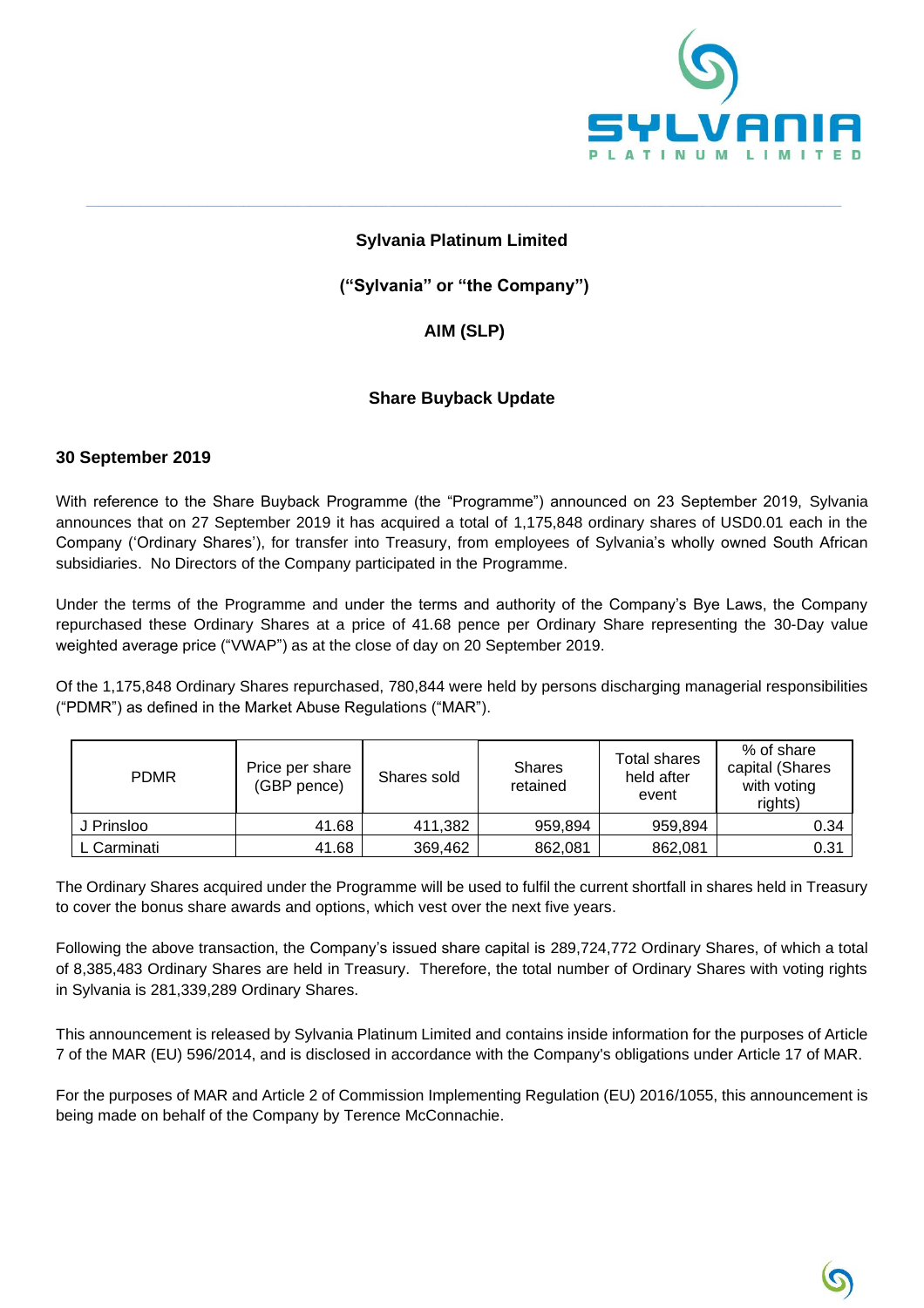**Sylvania Platinum Limited**

**("Sylvania" or "the Company")**

**AIM (SLP)**

**Share Buyback Update**

**30 September 2019**

With reference to the Share Buyback Programme (the "Programme") announced on 23 September 2019, Sylvania announces that on 27 September 2019 it has acquired a total of 1,175,848 ordinary shares of USD0.01 each in the Company ('Ordinary Shares'), for transfer into Treasury, from employees of Sylvania's wholly owned South African subsidiaries. No Directors of the Company participated in the Programme.

Under the terms of the Programme and under the terms and authority of the Company's Bye Laws, the Company repurchased these Ordinary Shares at a price of 41.68 pence per Ordinary Share representing the 30-Day value weighted average price ("VWAP") as at the close of day on 20 September 2019.

Of the 1,175,848 Ordinary Shares repurchased, 780,844 were held by persons discharging managerial responsibilities ("PDMR") as defined in the Market Abuse Regulations ("MAR").

| PDMR | Price per share (GBP pence) | Shares sold | Shares retained | Total shares held after event | % of share capital (Shares with voting rights) |
|---|---|---|---|---|---|
| J Prinsloo | 41.68 | 411,382 | 959,894 | 959,894 | 0.34 |
| L Carminati | 41.68 | 369,462 | 862,081 | 862,081 | 0.31 |

The Ordinary Shares acquired under the Programme will be used to fulfil the current shortfall in shares held in Treasury to cover the bonus share awards and options, which vest over the next five years.

Following the above transaction, the Company's issued share capital is 289,724,772 Ordinary Shares, of which a total of 8,385,483 Ordinary Shares are held in Treasury. Therefore, the total number of Ordinary Shares with voting rights in Sylvania is 281,339,289 Ordinary Shares.

This announcement is released by Sylvania Platinum Limited and contains inside information for the purposes of Article 7 of the MAR (EU) 596/2014, and is disclosed in accordance with the Company's obligations under Article 17 of MAR.

For the purposes of MAR and Article 2 of Commission Implementing Regulation (EU) 2016/1055, this announcement is being made on behalf of the Company by Terence McConnachie.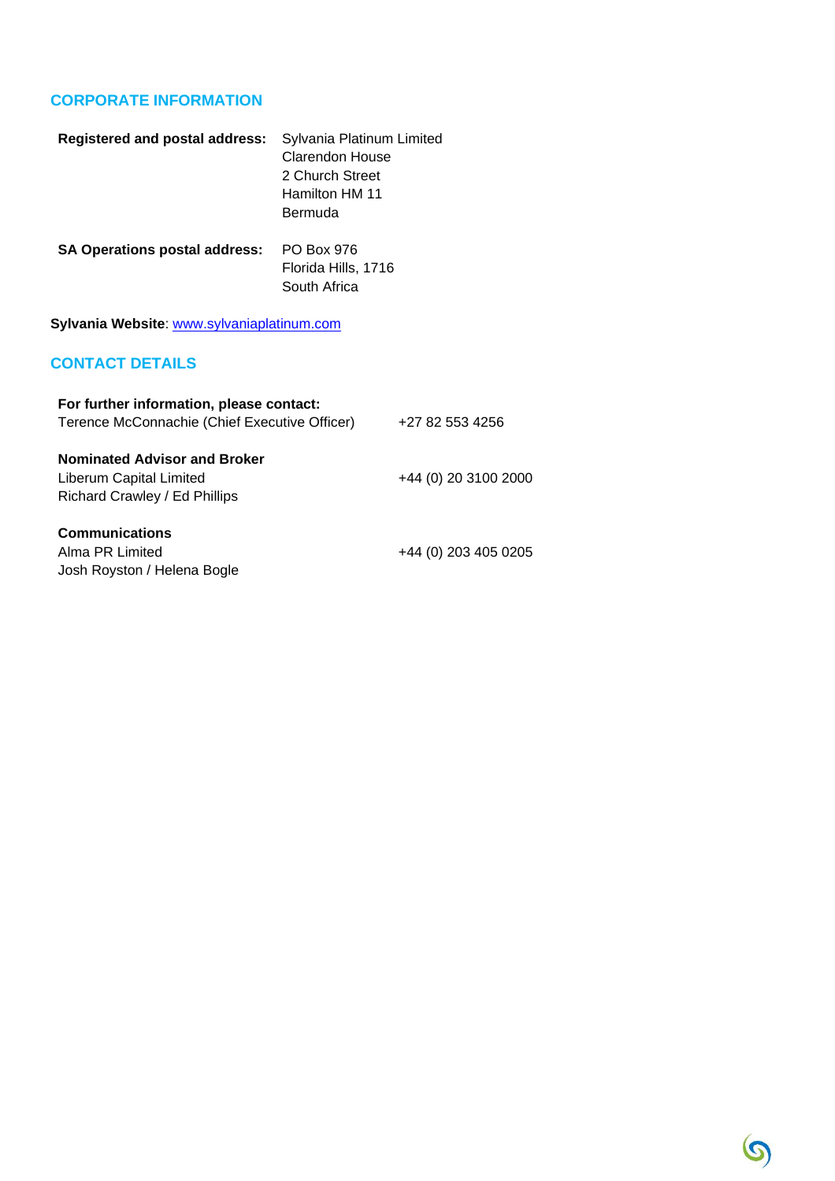## CORPORATE INFORMATION

| | |
|---|---|
| **Registered and postal address:** | Sylvania Platinum Limited<br>Clarendon House<br>2 Church Street<br>Hamilton HM 11<br>Bermuda |
| **SA Operations postal address:** | PO Box 976<br>Florida Hills, 1716<br>South Africa |

**Sylvania Website**: [www.sylvaniaplatinum.com](http://www.sylvaniaplatinum.com)

## CONTACT DETAILS

**For further information, please contact:**
Terence McConnachie (Chief Executive Officer) +27 82 553 4256

**Nominated Advisor and Broker**
Liberum Capital Limited +44 (0) 20 3100 2000
Richard Crawley / Ed Phillips

**Communications**
Alma PR Limited +44 (0) 203 405 0205
Josh Royston / Helena Bogle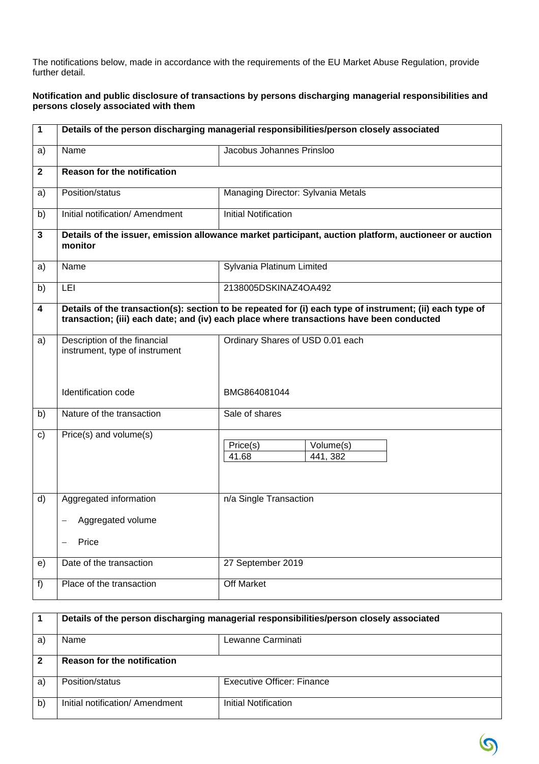The notifications below, made in accordance with the requirements of the EU Market Abuse Regulation, provide further detail.

**Notification and public disclosure of transactions by persons discharging managerial responsibilities and persons closely associated with them**

| 1 | **Details of the person discharging managerial responsibilities/person closely associated** | |
|---|---|---|
| a) | Name | Jacobus Johannes Prinsloo |
| **2** | **Reason for the notification** | |
| a) | Position/status | Managing Director: Sylvania Metals |
| b) | Initial notification/ Amendment | Initial Notification |
| **3** | **Details of the issuer, emission allowance market participant, auction platform, auctioneer or auction monitor** | |
| a) | Name | Sylvania Platinum Limited |
| b) | LEI | 2138005DSKINAZ4OA492 |
| **4** | **Details of the transaction(s): section to be repeated for (i) each type of instrument; (ii) each type of transaction; (iii) each date; and (iv) each place where transactions have been conducted** | |
| a) | Description of the financial instrument, type of instrument<br><br>Identification code | Ordinary Shares of USD 0.01 each<br><br>BMG864081044 |
| b) | Nature of the transaction | Sale of shares |
| c) | Price(s) and volume(s) | Price(s): 41.68 / Volume(s): 441, 382 |
| d) | Aggregated information<br>– Aggregated volume<br>– Price | n/a Single Transaction |
| e) | Date of the transaction | 27 September 2019 |
| f) | Place of the transaction | Off Market |

| 1 | **Details of the person discharging managerial responsibilities/person closely associated** | |
|---|---|---|
| a) | Name | Lewanne Carminati |
| **2** | **Reason for the notification** | |
| a) | Position/status | Executive Officer: Finance |
| b) | Initial notification/ Amendment | Initial Notification |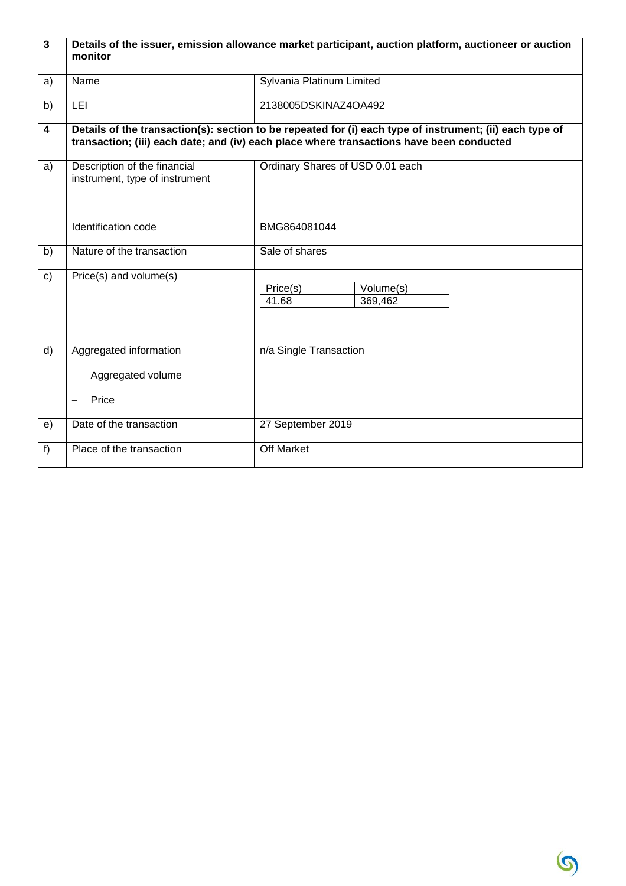| | | |
|---|---|---|
| **3** | **Details of the issuer, emission allowance market participant, auction platform, auctioneer or auction monitor** | |
| a) | Name | Sylvania Platinum Limited |
| b) | LEI | 2138005DSKINAZ4OA492 |
| **4** | **Details of the transaction(s): section to be repeated for (i) each type of instrument; (ii) each type of transaction; (iii) each date; and (iv) each place where transactions have been conducted** | |
| a) | Description of the financial instrument, type of instrument<br><br>Identification code | Ordinary Shares of USD 0.01 each<br><br>BMG864081044 |
| b) | Nature of the transaction | Sale of shares |
| c) | Price(s) and volume(s) | Price(s): 41.68 / Volume(s): 369,462 |
| d) | Aggregated information<br>– Aggregated volume<br>– Price | n/a Single Transaction |
| e) | Date of the transaction | 27 September 2019 |
| f) | Place of the transaction | Off Market |